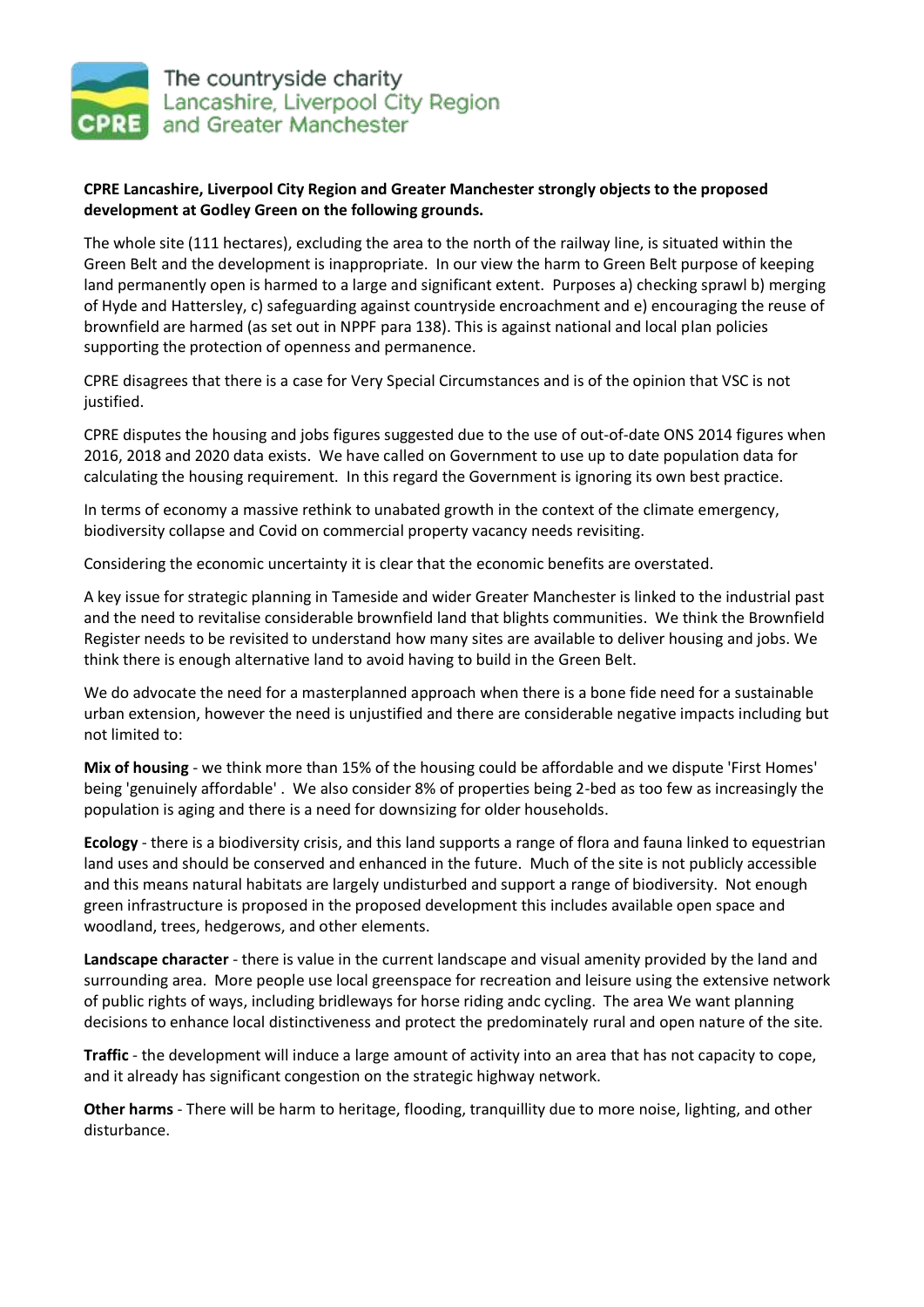The countryside charity
Lancashire, Liverpool City Region
and Greater Manchester

**CPRE Lancashire, Liverpool City Region and Greater Manchester strongly objects to the proposed development at Godley Green on the following grounds.**

The whole site (111 hectares), excluding the area to the north of the railway line, is situated within the Green Belt and the development is inappropriate. In our view the harm to Green Belt purpose of keeping land permanently open is harmed to a large and significant extent. Purposes a) checking sprawl b) merging of Hyde and Hattersley, c) safeguarding against countryside encroachment and e) encouraging the reuse of brownfield are harmed (as set out in NPPF para 138). This is against national and local plan policies supporting the protection of openness and permanence.

CPRE disagrees that there is a case for Very Special Circumstances and is of the opinion that VSC is not justified.

CPRE disputes the housing and jobs figures suggested due to the use of out-of-date ONS 2014 figures when 2016, 2018 and 2020 data exists. We have called on Government to use up to date population data for calculating the housing requirement. In this regard the Government is ignoring its own best practice.

In terms of economy a massive rethink to unabated growth in the context of the climate emergency, biodiversity collapse and Covid on commercial property vacancy needs revisiting.

Considering the economic uncertainty it is clear that the economic benefits are overstated.

A key issue for strategic planning in Tameside and wider Greater Manchester is linked to the industrial past and the need to revitalise considerable brownfield land that blights communities. We think the Brownfield Register needs to be revisited to understand how many sites are available to deliver housing and jobs. We think there is enough alternative land to avoid having to build in the Green Belt.

We do advocate the need for a masterplanned approach when there is a bone fide need for a sustainable urban extension, however the need is unjustified and there are considerable negative impacts including but not limited to:

**Mix of housing** - we think more than 15% of the housing could be affordable and we dispute 'First Homes' being 'genuinely affordable' . We also consider 8% of properties being 2-bed as too few as increasingly the population is aging and there is a need for downsizing for older households.

**Ecology** - there is a biodiversity crisis, and this land supports a range of flora and fauna linked to equestrian land uses and should be conserved and enhanced in the future. Much of the site is not publicly accessible and this means natural habitats are largely undisturbed and support a range of biodiversity. Not enough green infrastructure is proposed in the proposed development this includes available open space and woodland, trees, hedgerows, and other elements.

**Landscape character** - there is value in the current landscape and visual amenity provided by the land and surrounding area. More people use local greenspace for recreation and leisure using the extensive network of public rights of ways, including bridleways for horse riding andc cycling. The area We want planning decisions to enhance local distinctiveness and protect the predominately rural and open nature of the site.

**Traffic** - the development will induce a large amount of activity into an area that has not capacity to cope, and it already has significant congestion on the strategic highway network.

**Other harms** - There will be harm to heritage, flooding, tranquillity due to more noise, lighting, and other disturbance.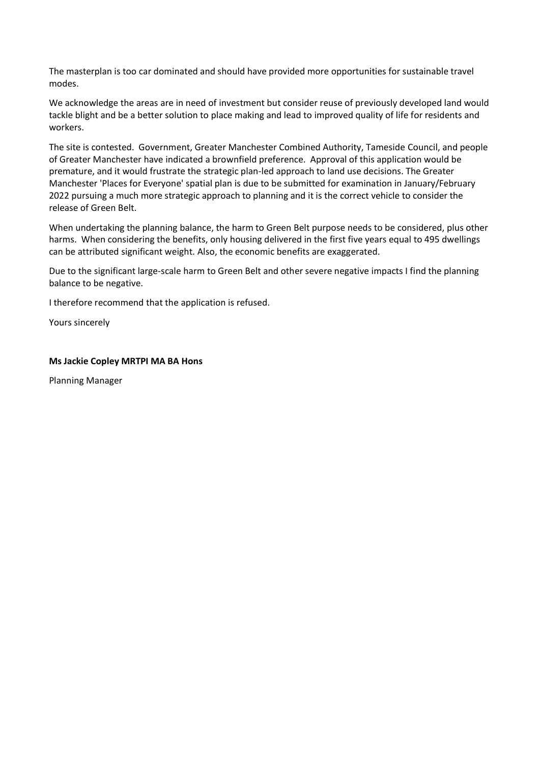The masterplan is too car dominated and should have provided more opportunities for sustainable travel modes.

We acknowledge the areas are in need of investment but consider reuse of previously developed land would tackle blight and be a better solution to place making and lead to improved quality of life for residents and workers.

The site is contested. Government, Greater Manchester Combined Authority, Tameside Council, and people of Greater Manchester have indicated a brownfield preference. Approval of this application would be premature, and it would frustrate the strategic plan-led approach to land use decisions. The Greater Manchester 'Places for Everyone' spatial plan is due to be submitted for examination in January/February 2022 pursuing a much more strategic approach to planning and it is the correct vehicle to consider the release of Green Belt.

When undertaking the planning balance, the harm to Green Belt purpose needs to be considered, plus other harms. When considering the benefits, only housing delivered in the first five years equal to 495 dwellings can be attributed significant weight. Also, the economic benefits are exaggerated.

Due to the significant large-scale harm to Green Belt and other severe negative impacts I find the planning balance to be negative.

I therefore recommend that the application is refused.

Yours sincerely

**Ms Jackie Copley MRTPI MA BA Hons**

Planning Manager